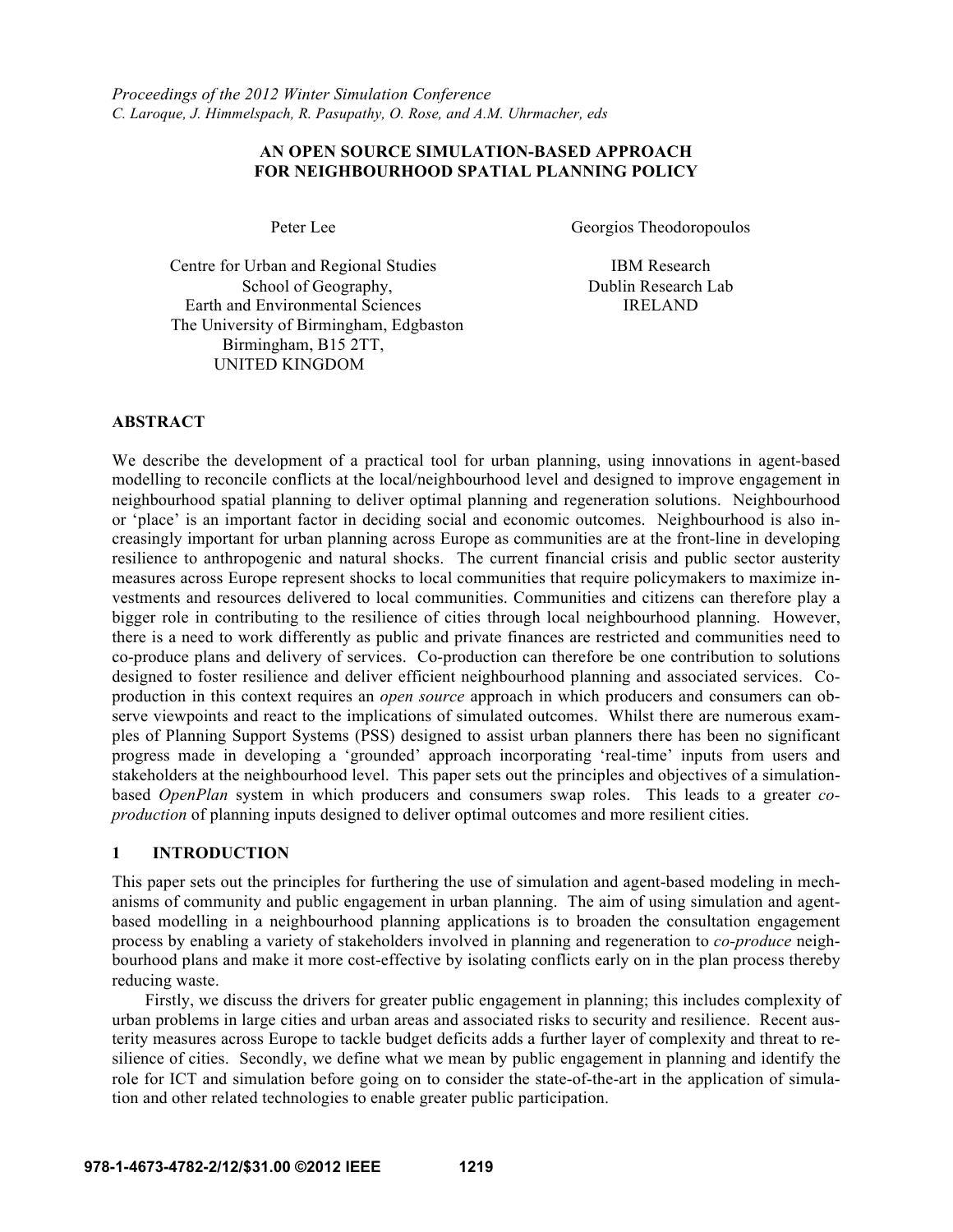*Proceedings of the 2012 Winter Simulation Conference*
*C. Laroque, J. Himmelspach, R. Pasupathy, O. Rose, and A.M. Uhrmacher, eds*

# AN OPEN SOURCE SIMULATION-BASED APPROACH FOR NEIGHBOURHOOD SPATIAL PLANNING POLICY

Peter Lee

Centre for Urban and Regional Studies
School of Geography,
Earth and Environmental Sciences
The University of Birmingham, Edgbaston
Birmingham, B15 2TT,
UNITED KINGDOM

Georgios Theodoropoulos

IBM Research
Dublin Research Lab
IRELAND

## ABSTRACT

We describe the development of a practical tool for urban planning, using innovations in agent-based modelling to reconcile conflicts at the local/neighbourhood level and designed to improve engagement in neighbourhood spatial planning to deliver optimal planning and regeneration solutions. Neighbourhood or 'place' is an important factor in deciding social and economic outcomes. Neighbourhood is also increasingly important for urban planning across Europe as communities are at the front-line in developing resilience to anthropogenic and natural shocks. The current financial crisis and public sector austerity measures across Europe represent shocks to local communities that require policymakers to maximize investments and resources delivered to local communities. Communities and citizens can therefore play a bigger role in contributing to the resilience of cities through local neighbourhood planning. However, there is a need to work differently as public and private finances are restricted and communities need to co-produce plans and delivery of services. Co-production can therefore be one contribution to solutions designed to foster resilience and deliver efficient neighbourhood planning and associated services. Co-production in this context requires an *open source* approach in which producers and consumers can observe viewpoints and react to the implications of simulated outcomes. Whilst there are numerous examples of Planning Support Systems (PSS) designed to assist urban planners there has been no significant progress made in developing a 'grounded' approach incorporating 'real-time' inputs from users and stakeholders at the neighbourhood level. This paper sets out the principles and objectives of a simulation-based *OpenPlan* system in which producers and consumers swap roles. This leads to a greater *co-production* of planning inputs designed to deliver optimal outcomes and more resilient cities.

## 1 INTRODUCTION

This paper sets out the principles for furthering the use of simulation and agent-based modeling in mechanisms of community and public engagement in urban planning. The aim of using simulation and agent-based modelling in a neighbourhood planning applications is to broaden the consultation engagement process by enabling a variety of stakeholders involved in planning and regeneration to *co-produce* neighbourhood plans and make it more cost-effective by isolating conflicts early on in the plan process thereby reducing waste.

Firstly, we discuss the drivers for greater public engagement in planning; this includes complexity of urban problems in large cities and urban areas and associated risks to security and resilience. Recent austerity measures across Europe to tackle budget deficits adds a further layer of complexity and threat to resilience of cities. Secondly, we define what we mean by public engagement in planning and identify the role for ICT and simulation before going on to consider the state-of-the-art in the application of simulation and other related technologies to enable greater public participation.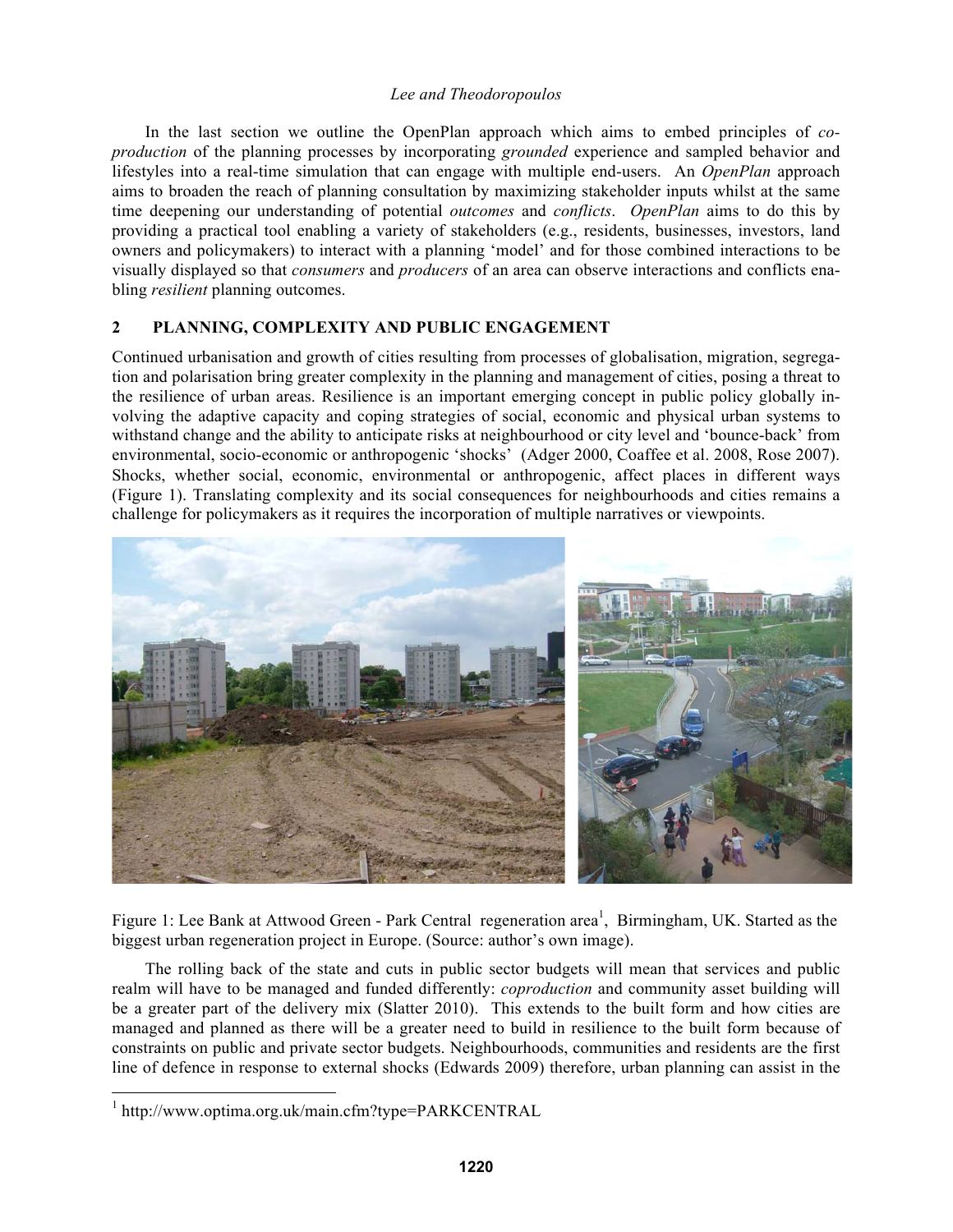In the last section we outline the OpenPlan approach which aims to embed principles of *co-production* of the planning processes by incorporating *grounded* experience and sampled behavior and lifestyles into a real-time simulation that can engage with multiple end-users. An *OpenPlan* approach aims to broaden the reach of planning consultation by maximizing stakeholder inputs whilst at the same time deepening our understanding of potential *outcomes* and *conflicts*. *OpenPlan* aims to do this by providing a practical tool enabling a variety of stakeholders (e.g., residents, businesses, investors, land owners and policymakers) to interact with a planning 'model' and for those combined interactions to be visually displayed so that *consumers* and *producers* of an area can observe interactions and conflicts enabling *resilient* planning outcomes.

## 2 PLANNING, COMPLEXITY AND PUBLIC ENGAGEMENT

Continued urbanisation and growth of cities resulting from processes of globalisation, migration, segregation and polarisation bring greater complexity in the planning and management of cities, posing a threat to the resilience of urban areas. Resilience is an important emerging concept in public policy globally involving the adaptive capacity and coping strategies of social, economic and physical urban systems to withstand change and the ability to anticipate risks at neighbourhood or city level and 'bounce-back' from environmental, socio-economic or anthropogenic 'shocks' (Adger 2000, Coaffee et al. 2008, Rose 2007). Shocks, whether social, economic, environmental or anthropogenic, affect places in different ways (Figure 1). Translating complexity and its social consequences for neighbourhoods and cities remains a challenge for policymakers as it requires the incorporation of multiple narratives or viewpoints.

Figure 1: Lee Bank at Attwood Green - Park Central regeneration area[1], Birmingham, UK. Started as the biggest urban regeneration project in Europe. (Source: author's own image).

The rolling back of the state and cuts in public sector budgets will mean that services and public realm will have to be managed and funded differently: *coproduction* and community asset building will be a greater part of the delivery mix (Slatter 2010). This extends to the built form and how cities are managed and planned as there will be a greater need to build in resilience to the built form because of constraints on public and private sector budgets. Neighbourhoods, communities and residents are the first line of defence in response to external shocks (Edwards 2009) therefore, urban planning can assist in the

[1] http://www.optima.org.uk/main.cfm?type=PARKCENTRAL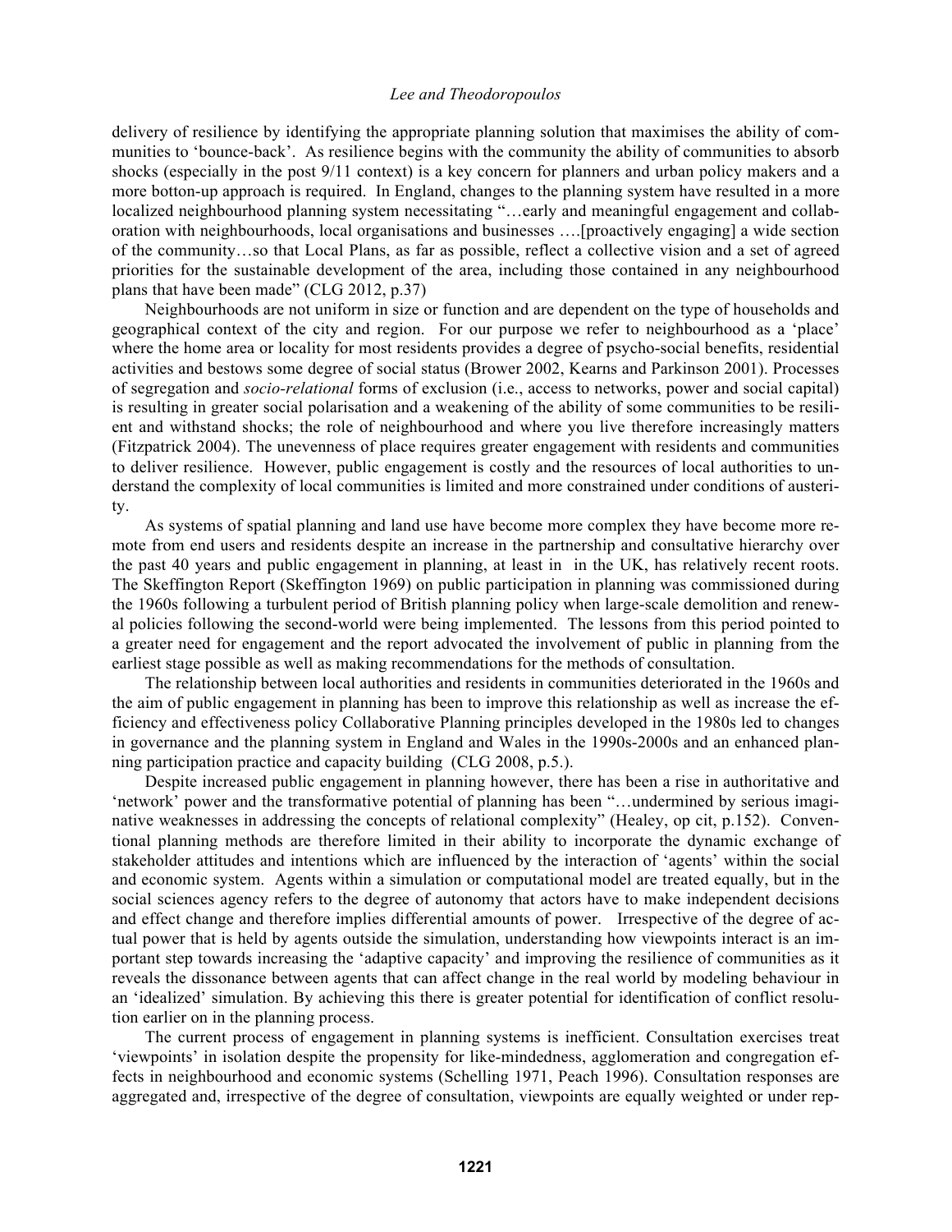delivery of resilience by identifying the appropriate planning solution that maximises the ability of communities to 'bounce-back'. As resilience begins with the community the ability of communities to absorb shocks (especially in the post 9/11 context) is a key concern for planners and urban policy makers and a more botton-up approach is required. In England, changes to the planning system have resulted in a more localized neighbourhood planning system necessitating "…early and meaningful engagement and collaboration with neighbourhoods, local organisations and businesses ….[proactively engaging] a wide section of the community…so that Local Plans, as far as possible, reflect a collective vision and a set of agreed priorities for the sustainable development of the area, including those contained in any neighbourhood plans that have been made" (CLG 2012, p.37)

Neighbourhoods are not uniform in size or function and are dependent on the type of households and geographical context of the city and region. For our purpose we refer to neighbourhood as a 'place' where the home area or locality for most residents provides a degree of psycho-social benefits, residential activities and bestows some degree of social status (Brower 2002, Kearns and Parkinson 2001). Processes of segregation and *socio-relational* forms of exclusion (i.e., access to networks, power and social capital) is resulting in greater social polarisation and a weakening of the ability of some communities to be resilient and withstand shocks; the role of neighbourhood and where you live therefore increasingly matters (Fitzpatrick 2004). The unevenness of place requires greater engagement with residents and communities to deliver resilience. However, public engagement is costly and the resources of local authorities to understand the complexity of local communities is limited and more constrained under conditions of austerity.

As systems of spatial planning and land use have become more complex they have become more remote from end users and residents despite an increase in the partnership and consultative hierarchy over the past 40 years and public engagement in planning, at least in in the UK, has relatively recent roots. The Skeffington Report (Skeffington 1969) on public participation in planning was commissioned during the 1960s following a turbulent period of British planning policy when large-scale demolition and renewal policies following the second-world were being implemented. The lessons from this period pointed to a greater need for engagement and the report advocated the involvement of public in planning from the earliest stage possible as well as making recommendations for the methods of consultation.

The relationship between local authorities and residents in communities deteriorated in the 1960s and the aim of public engagement in planning has been to improve this relationship as well as increase the efficiency and effectiveness policy Collaborative Planning principles developed in the 1980s led to changes in governance and the planning system in England and Wales in the 1990s-2000s and an enhanced planning participation practice and capacity building (CLG 2008, p.5.).

Despite increased public engagement in planning however, there has been a rise in authoritative and 'network' power and the transformative potential of planning has been "…undermined by serious imaginative weaknesses in addressing the concepts of relational complexity" (Healey, op cit, p.152). Conventional planning methods are therefore limited in their ability to incorporate the dynamic exchange of stakeholder attitudes and intentions which are influenced by the interaction of 'agents' within the social and economic system. Agents within a simulation or computational model are treated equally, but in the social sciences agency refers to the degree of autonomy that actors have to make independent decisions and effect change and therefore implies differential amounts of power. Irrespective of the degree of actual power that is held by agents outside the simulation, understanding how viewpoints interact is an important step towards increasing the 'adaptive capacity' and improving the resilience of communities as it reveals the dissonance between agents that can affect change in the real world by modeling behaviour in an 'idealized' simulation. By achieving this there is greater potential for identification of conflict resolution earlier on in the planning process.

The current process of engagement in planning systems is inefficient. Consultation exercises treat 'viewpoints' in isolation despite the propensity for like-mindedness, agglomeration and congregation effects in neighbourhood and economic systems (Schelling 1971, Peach 1996). Consultation responses are aggregated and, irrespective of the degree of consultation, viewpoints are equally weighted or under rep-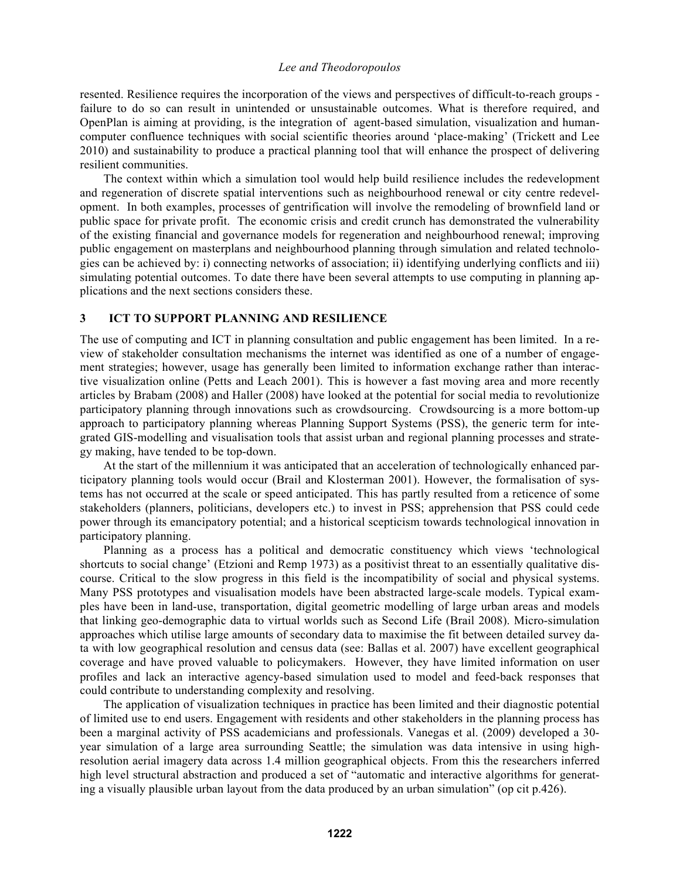resented. Resilience requires the incorporation of the views and perspectives of difficult-to-reach groups - failure to do so can result in unintended or unsustainable outcomes. What is therefore required, and OpenPlan is aiming at providing, is the integration of agent-based simulation, visualization and human-computer confluence techniques with social scientific theories around 'place-making' (Trickett and Lee 2010) and sustainability to produce a practical planning tool that will enhance the prospect of delivering resilient communities.

The context within which a simulation tool would help build resilience includes the redevelopment and regeneration of discrete spatial interventions such as neighbourhood renewal or city centre redevelopment. In both examples, processes of gentrification will involve the remodeling of brownfield land or public space for private profit. The economic crisis and credit crunch has demonstrated the vulnerability of the existing financial and governance models for regeneration and neighbourhood renewal; improving public engagement on masterplans and neighbourhood planning through simulation and related technologies can be achieved by: i) connecting networks of association; ii) identifying underlying conflicts and iii) simulating potential outcomes. To date there have been several attempts to use computing in planning applications and the next sections considers these.

## 3 ICT TO SUPPORT PLANNING AND RESILIENCE

The use of computing and ICT in planning consultation and public engagement has been limited. In a review of stakeholder consultation mechanisms the internet was identified as one of a number of engagement strategies; however, usage has generally been limited to information exchange rather than interactive visualization online (Petts and Leach 2001). This is however a fast moving area and more recently articles by Brabam (2008) and Haller (2008) have looked at the potential for social media to revolutionize participatory planning through innovations such as crowdsourcing. Crowdsourcing is a more bottom-up approach to participatory planning whereas Planning Support Systems (PSS), the generic term for integrated GIS-modelling and visualisation tools that assist urban and regional planning processes and strategy making, have tended to be top-down.

At the start of the millennium it was anticipated that an acceleration of technologically enhanced participatory planning tools would occur (Brail and Klosterman 2001). However, the formalisation of systems has not occurred at the scale or speed anticipated. This has partly resulted from a reticence of some stakeholders (planners, politicians, developers etc.) to invest in PSS; apprehension that PSS could cede power through its emancipatory potential; and a historical scepticism towards technological innovation in participatory planning.

Planning as a process has a political and democratic constituency which views 'technological shortcuts to social change' (Etzioni and Remp 1973) as a positivist threat to an essentially qualitative discourse. Critical to the slow progress in this field is the incompatibility of social and physical systems. Many PSS prototypes and visualisation models have been abstracted large-scale models. Typical examples have been in land-use, transportation, digital geometric modelling of large urban areas and models that linking geo-demographic data to virtual worlds such as Second Life (Brail 2008). Micro-simulation approaches which utilise large amounts of secondary data to maximise the fit between detailed survey data with low geographical resolution and census data (see: Ballas et al. 2007) have excellent geographical coverage and have proved valuable to policymakers. However, they have limited information on user profiles and lack an interactive agency-based simulation used to model and feed-back responses that could contribute to understanding complexity and resolving.

The application of visualization techniques in practice has been limited and their diagnostic potential of limited use to end users. Engagement with residents and other stakeholders in the planning process has been a marginal activity of PSS academicians and professionals. Vanegas et al. (2009) developed a 30-year simulation of a large area surrounding Seattle; the simulation was data intensive in using high-resolution aerial imagery data across 1.4 million geographical objects. From this the researchers inferred high level structural abstraction and produced a set of "automatic and interactive algorithms for generating a visually plausible urban layout from the data produced by an urban simulation" (op cit p.426).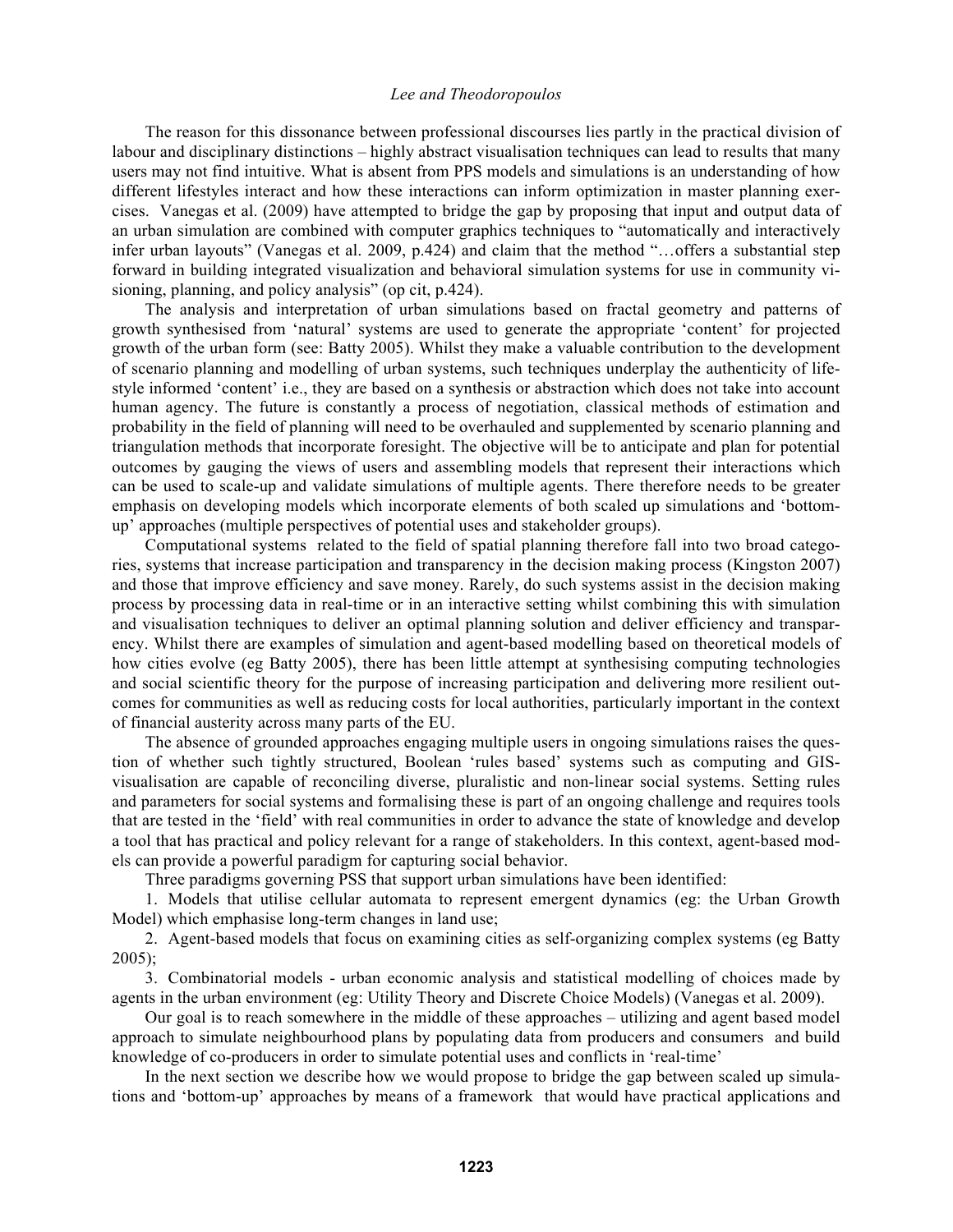The reason for this dissonance between professional discourses lies partly in the practical division of labour and disciplinary distinctions – highly abstract visualisation techniques can lead to results that many users may not find intuitive. What is absent from PPS models and simulations is an understanding of how different lifestyles interact and how these interactions can inform optimization in master planning exercises. Vanegas et al. (2009) have attempted to bridge the gap by proposing that input and output data of an urban simulation are combined with computer graphics techniques to "automatically and interactively infer urban layouts" (Vanegas et al. 2009, p.424) and claim that the method "…offers a substantial step forward in building integrated visualization and behavioral simulation systems for use in community visioning, planning, and policy analysis" (op cit, p.424).

The analysis and interpretation of urban simulations based on fractal geometry and patterns of growth synthesised from 'natural' systems are used to generate the appropriate 'content' for projected growth of the urban form (see: Batty 2005). Whilst they make a valuable contribution to the development of scenario planning and modelling of urban systems, such techniques underplay the authenticity of lifestyle informed 'content' i.e., they are based on a synthesis or abstraction which does not take into account human agency. The future is constantly a process of negotiation, classical methods of estimation and probability in the field of planning will need to be overhauled and supplemented by scenario planning and triangulation methods that incorporate foresight. The objective will be to anticipate and plan for potential outcomes by gauging the views of users and assembling models that represent their interactions which can be used to scale-up and validate simulations of multiple agents. There therefore needs to be greater emphasis on developing models which incorporate elements of both scaled up simulations and 'bottom-up' approaches (multiple perspectives of potential uses and stakeholder groups).

Computational systems related to the field of spatial planning therefore fall into two broad categories, systems that increase participation and transparency in the decision making process (Kingston 2007) and those that improve efficiency and save money. Rarely, do such systems assist in the decision making process by processing data in real-time or in an interactive setting whilst combining this with simulation and visualisation techniques to deliver an optimal planning solution and deliver efficiency and transparency. Whilst there are examples of simulation and agent-based modelling based on theoretical models of how cities evolve (eg Batty 2005), there has been little attempt at synthesising computing technologies and social scientific theory for the purpose of increasing participation and delivering more resilient outcomes for communities as well as reducing costs for local authorities, particularly important in the context of financial austerity across many parts of the EU.

The absence of grounded approaches engaging multiple users in ongoing simulations raises the question of whether such tightly structured, Boolean 'rules based' systems such as computing and GIS-visualisation are capable of reconciling diverse, pluralistic and non-linear social systems. Setting rules and parameters for social systems and formalising these is part of an ongoing challenge and requires tools that are tested in the 'field' with real communities in order to advance the state of knowledge and develop a tool that has practical and policy relevant for a range of stakeholders. In this context, agent-based models can provide a powerful paradigm for capturing social behavior.

Three paradigms governing PSS that support urban simulations have been identified:

1. Models that utilise cellular automata to represent emergent dynamics (eg: the Urban Growth Model) which emphasise long-term changes in land use;
2. Agent-based models that focus on examining cities as self-organizing complex systems (eg Batty 2005);
3. Combinatorial models - urban economic analysis and statistical modelling of choices made by agents in the urban environment (eg: Utility Theory and Discrete Choice Models) (Vanegas et al. 2009).

Our goal is to reach somewhere in the middle of these approaches – utilizing and agent based model approach to simulate neighbourhood plans by populating data from producers and consumers and build knowledge of co-producers in order to simulate potential uses and conflicts in 'real-time'

In the next section we describe how we would propose to bridge the gap between scaled up simulations and 'bottom-up' approaches by means of a framework that would have practical applications and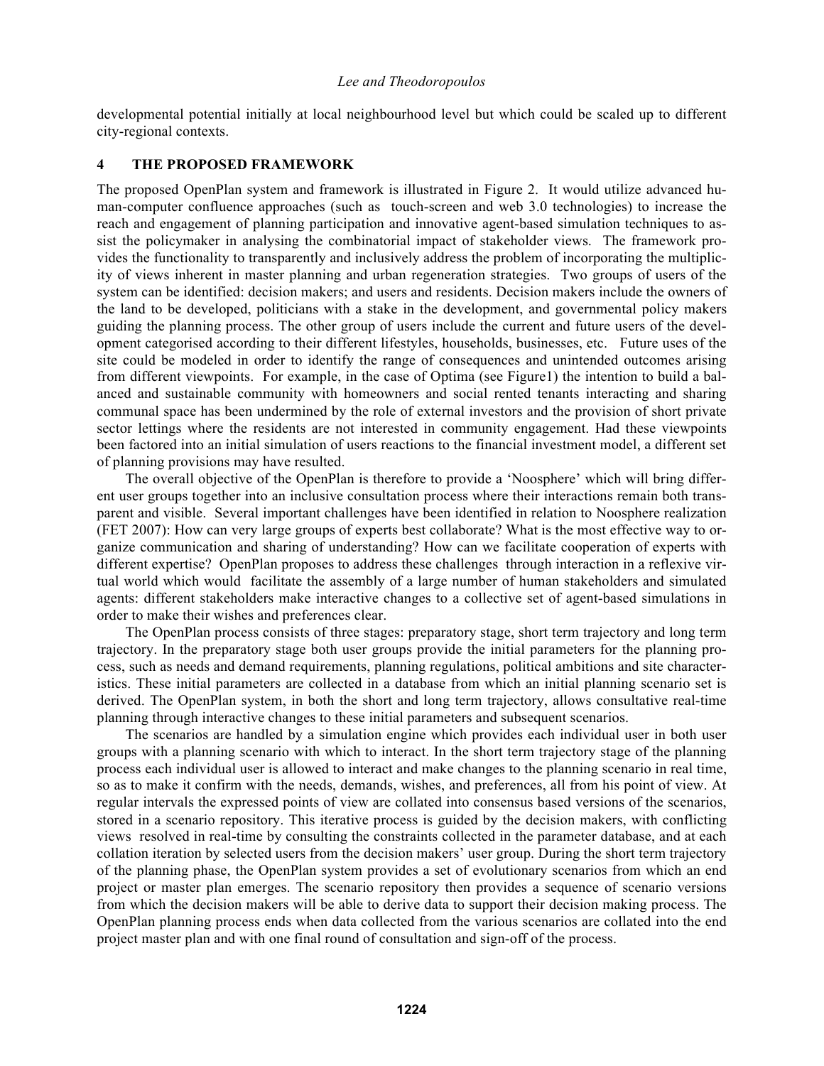developmental potential initially at local neighbourhood level but which could be scaled up to different city-regional contexts.

## 4 THE PROPOSED FRAMEWORK

The proposed OpenPlan system and framework is illustrated in Figure 2. It would utilize advanced human-computer confluence approaches (such as touch-screen and web 3.0 technologies) to increase the reach and engagement of planning participation and innovative agent-based simulation techniques to assist the policymaker in analysing the combinatorial impact of stakeholder views. The framework provides the functionality to transparently and inclusively address the problem of incorporating the multiplicity of views inherent in master planning and urban regeneration strategies. Two groups of users of the system can be identified: decision makers; and users and residents. Decision makers include the owners of the land to be developed, politicians with a stake in the development, and governmental policy makers guiding the planning process. The other group of users include the current and future users of the development categorised according to their different lifestyles, households, businesses, etc. Future uses of the site could be modeled in order to identify the range of consequences and unintended outcomes arising from different viewpoints. For example, in the case of Optima (see Figure1) the intention to build a balanced and sustainable community with homeowners and social rented tenants interacting and sharing communal space has been undermined by the role of external investors and the provision of short private sector lettings where the residents are not interested in community engagement. Had these viewpoints been factored into an initial simulation of users reactions to the financial investment model, a different set of planning provisions may have resulted.

The overall objective of the OpenPlan is therefore to provide a 'Noosphere' which will bring different user groups together into an inclusive consultation process where their interactions remain both transparent and visible. Several important challenges have been identified in relation to Noosphere realization (FET 2007): How can very large groups of experts best collaborate? What is the most effective way to organize communication and sharing of understanding? How can we facilitate cooperation of experts with different expertise? OpenPlan proposes to address these challenges through interaction in a reflexive virtual world which would facilitate the assembly of a large number of human stakeholders and simulated agents: different stakeholders make interactive changes to a collective set of agent-based simulations in order to make their wishes and preferences clear.

The OpenPlan process consists of three stages: preparatory stage, short term trajectory and long term trajectory. In the preparatory stage both user groups provide the initial parameters for the planning process, such as needs and demand requirements, planning regulations, political ambitions and site characteristics. These initial parameters are collected in a database from which an initial planning scenario set is derived. The OpenPlan system, in both the short and long term trajectory, allows consultative real-time planning through interactive changes to these initial parameters and subsequent scenarios.

The scenarios are handled by a simulation engine which provides each individual user in both user groups with a planning scenario with which to interact. In the short term trajectory stage of the planning process each individual user is allowed to interact and make changes to the planning scenario in real time, so as to make it confirm with the needs, demands, wishes, and preferences, all from his point of view. At regular intervals the expressed points of view are collated into consensus based versions of the scenarios, stored in a scenario repository. This iterative process is guided by the decision makers, with conflicting views resolved in real-time by consulting the constraints collected in the parameter database, and at each collation iteration by selected users from the decision makers' user group. During the short term trajectory of the planning phase, the OpenPlan system provides a set of evolutionary scenarios from which an end project or master plan emerges. The scenario repository then provides a sequence of scenario versions from which the decision makers will be able to derive data to support their decision making process. The OpenPlan planning process ends when data collected from the various scenarios are collated into the end project master plan and with one final round of consultation and sign-off of the process.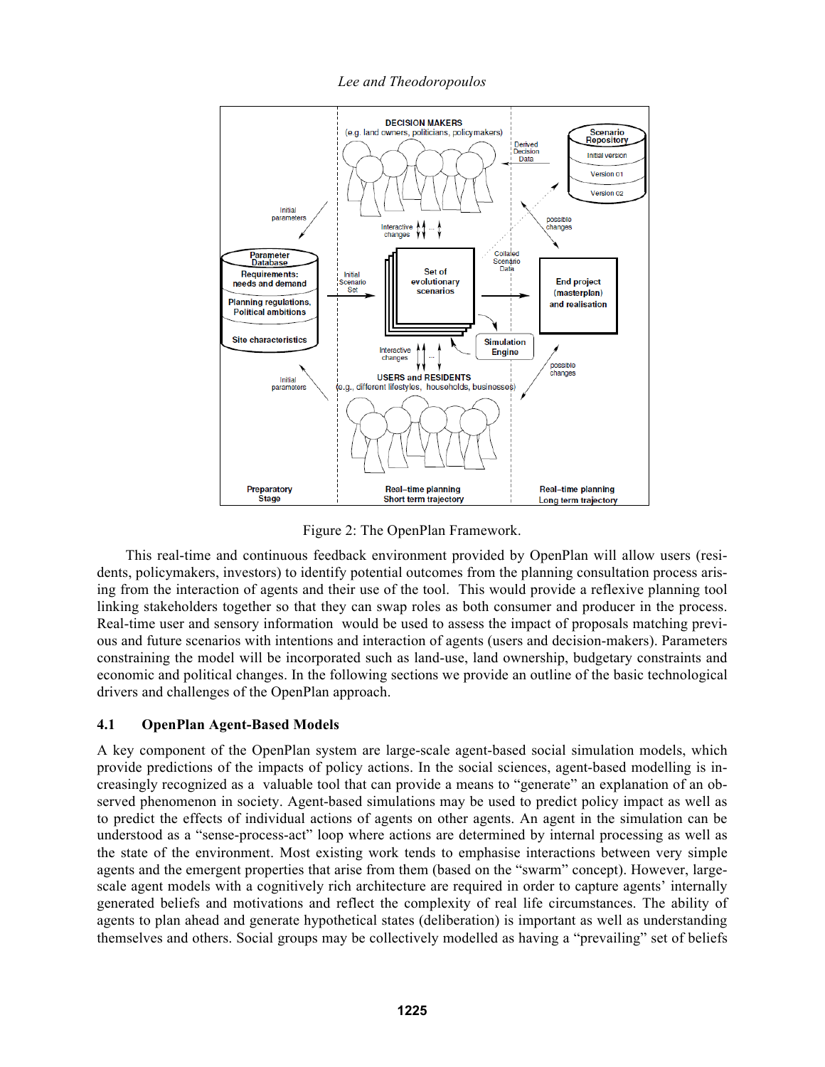Figure 2: The OpenPlan Framework.

This real-time and continuous feedback environment provided by OpenPlan will allow users (residents, policymakers, investors) to identify potential outcomes from the planning consultation process arising from the interaction of agents and their use of the tool. This would provide a reflexive planning tool linking stakeholders together so that they can swap roles as both consumer and producer in the process. Real-time user and sensory information would be used to assess the impact of proposals matching previous and future scenarios with intentions and interaction of agents (users and decision-makers). Parameters constraining the model will be incorporated such as land-use, land ownership, budgetary constraints and economic and political changes. In the following sections we provide an outline of the basic technological drivers and challenges of the OpenPlan approach.

### 4.1 OpenPlan Agent-Based Models

A key component of the OpenPlan system are large-scale agent-based social simulation models, which provide predictions of the impacts of policy actions. In the social sciences, agent-based modelling is increasingly recognized as a valuable tool that can provide a means to "generate" an explanation of an observed phenomenon in society. Agent-based simulations may be used to predict policy impact as well as to predict the effects of individual actions of agents on other agents. An agent in the simulation can be understood as a "sense-process-act" loop where actions are determined by internal processing as well as the state of the environment. Most existing work tends to emphasise interactions between very simple agents and the emergent properties that arise from them (based on the "swarm" concept). However, large-scale agent models with a cognitively rich architecture are required in order to capture agents' internally generated beliefs and motivations and reflect the complexity of real life circumstances. The ability of agents to plan ahead and generate hypothetical states (deliberation) is important as well as understanding themselves and others. Social groups may be collectively modelled as having a "prevailing" set of beliefs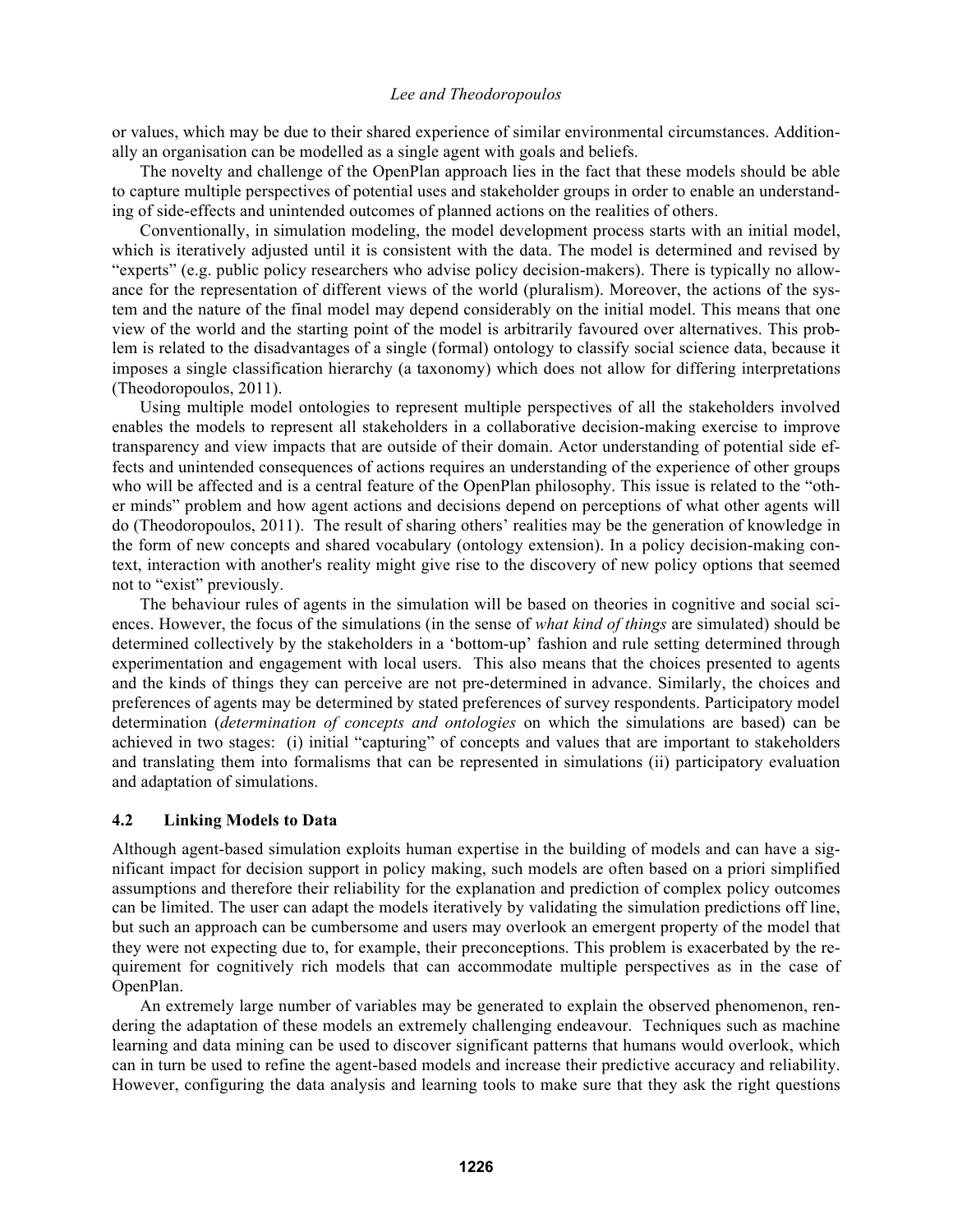or values, which may be due to their shared experience of similar environmental circumstances. Additionally an organisation can be modelled as a single agent with goals and beliefs.

The novelty and challenge of the OpenPlan approach lies in the fact that these models should be able to capture multiple perspectives of potential uses and stakeholder groups in order to enable an understanding of side-effects and unintended outcomes of planned actions on the realities of others.

Conventionally, in simulation modeling, the model development process starts with an initial model, which is iteratively adjusted until it is consistent with the data. The model is determined and revised by "experts" (e.g. public policy researchers who advise policy decision-makers). There is typically no allowance for the representation of different views of the world (pluralism). Moreover, the actions of the system and the nature of the final model may depend considerably on the initial model. This means that one view of the world and the starting point of the model is arbitrarily favoured over alternatives. This problem is related to the disadvantages of a single (formal) ontology to classify social science data, because it imposes a single classification hierarchy (a taxonomy) which does not allow for differing interpretations (Theodoropoulos, 2011).

Using multiple model ontologies to represent multiple perspectives of all the stakeholders involved enables the models to represent all stakeholders in a collaborative decision-making exercise to improve transparency and view impacts that are outside of their domain. Actor understanding of potential side effects and unintended consequences of actions requires an understanding of the experience of other groups who will be affected and is a central feature of the OpenPlan philosophy. This issue is related to the "other minds" problem and how agent actions and decisions depend on perceptions of what other agents will do (Theodoropoulos, 2011). The result of sharing others' realities may be the generation of knowledge in the form of new concepts and shared vocabulary (ontology extension). In a policy decision-making context, interaction with another's reality might give rise to the discovery of new policy options that seemed not to "exist" previously.

The behaviour rules of agents in the simulation will be based on theories in cognitive and social sciences. However, the focus of the simulations (in the sense of *what kind of things* are simulated) should be determined collectively by the stakeholders in a 'bottom-up' fashion and rule setting determined through experimentation and engagement with local users. This also means that the choices presented to agents and the kinds of things they can perceive are not pre-determined in advance. Similarly, the choices and preferences of agents may be determined by stated preferences of survey respondents. Participatory model determination (*determination of concepts and ontologies* on which the simulations are based) can be achieved in two stages: (i) initial "capturing" of concepts and values that are important to stakeholders and translating them into formalisms that can be represented in simulations (ii) participatory evaluation and adaptation of simulations.

### 4.2 Linking Models to Data

Although agent-based simulation exploits human expertise in the building of models and can have a significant impact for decision support in policy making, such models are often based on a priori simplified assumptions and therefore their reliability for the explanation and prediction of complex policy outcomes can be limited. The user can adapt the models iteratively by validating the simulation predictions off line, but such an approach can be cumbersome and users may overlook an emergent property of the model that they were not expecting due to, for example, their preconceptions. This problem is exacerbated by the requirement for cognitively rich models that can accommodate multiple perspectives as in the case of OpenPlan.

An extremely large number of variables may be generated to explain the observed phenomenon, rendering the adaptation of these models an extremely challenging endeavour. Techniques such as machine learning and data mining can be used to discover significant patterns that humans would overlook, which can in turn be used to refine the agent-based models and increase their predictive accuracy and reliability. However, configuring the data analysis and learning tools to make sure that they ask the right questions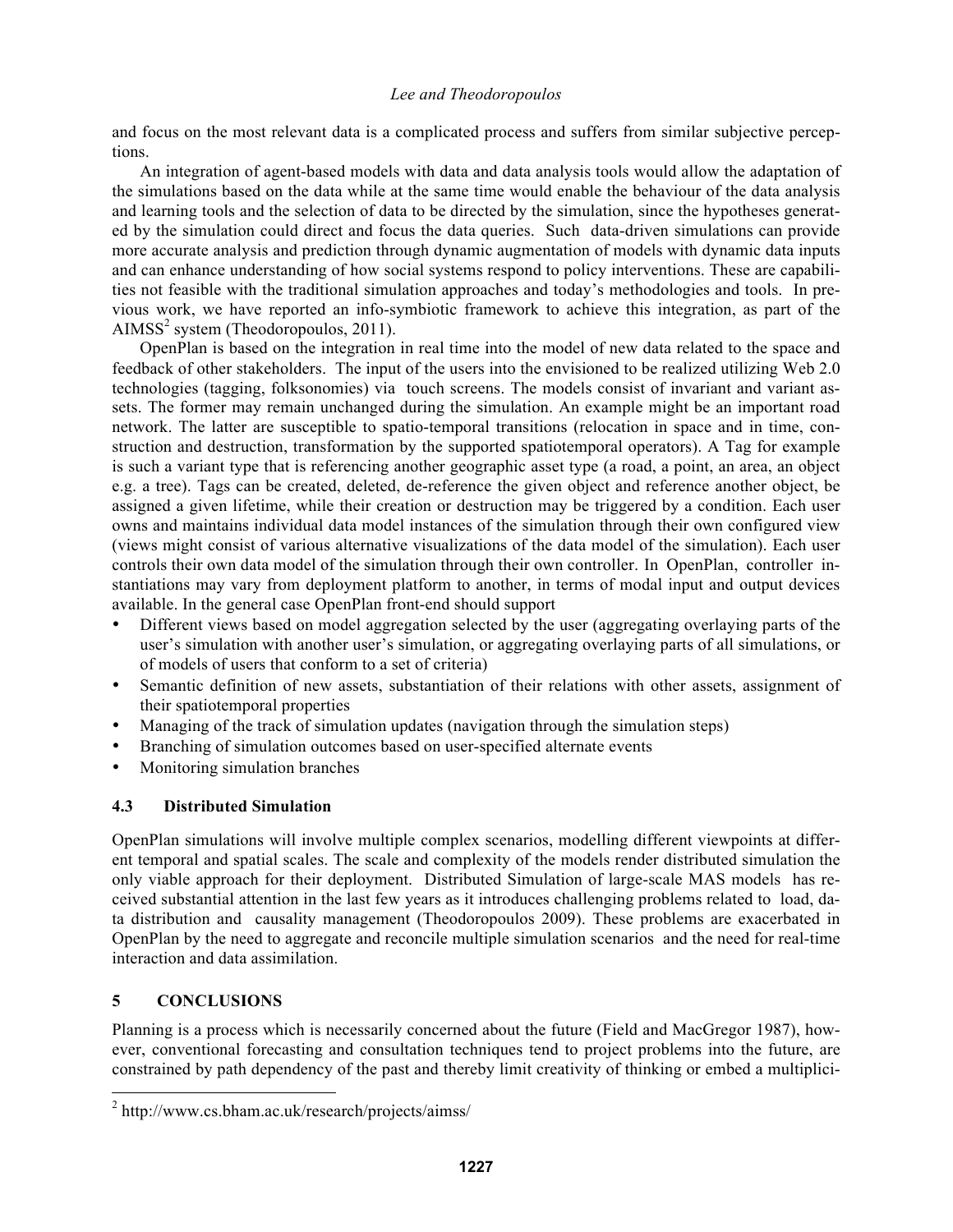and focus on the most relevant data is a complicated process and suffers from similar subjective perceptions.

An integration of agent-based models with data and data analysis tools would allow the adaptation of the simulations based on the data while at the same time would enable the behaviour of the data analysis and learning tools and the selection of data to be directed by the simulation, since the hypotheses generated by the simulation could direct and focus the data queries. Such data-driven simulations can provide more accurate analysis and prediction through dynamic augmentation of models with dynamic data inputs and can enhance understanding of how social systems respond to policy interventions. These are capabilities not feasible with the traditional simulation approaches and today's methodologies and tools. In previous work, we have reported an info-symbiotic framework to achieve this integration, as part of the AIMSS[2] system (Theodoropoulos, 2011).

OpenPlan is based on the integration in real time into the model of new data related to the space and feedback of other stakeholders. The input of the users into the envisioned to be realized utilizing Web 2.0 technologies (tagging, folksonomies) via touch screens. The models consist of invariant and variant assets. The former may remain unchanged during the simulation. An example might be an important road network. The latter are susceptible to spatio-temporal transitions (relocation in space and in time, construction and destruction, transformation by the supported spatiotemporal operators). A Tag for example is such a variant type that is referencing another geographic asset type (a road, a point, an area, an object e.g. a tree). Tags can be created, deleted, de-reference the given object and reference another object, be assigned a given lifetime, while their creation or destruction may be triggered by a condition. Each user owns and maintains individual data model instances of the simulation through their own configured view (views might consist of various alternative visualizations of the data model of the simulation). Each user controls their own data model of the simulation through their own controller. In OpenPlan, controller instantiations may vary from deployment platform to another, in terms of modal input and output devices available. In the general case OpenPlan front-end should support

- Different views based on model aggregation selected by the user (aggregating overlaying parts of the user's simulation with another user's simulation, or aggregating overlaying parts of all simulations, or of models of users that conform to a set of criteria)
- Semantic definition of new assets, substantiation of their relations with other assets, assignment of their spatiotemporal properties
- Managing of the track of simulation updates (navigation through the simulation steps)
- Branching of simulation outcomes based on user-specified alternate events
- Monitoring simulation branches

### 4.3 Distributed Simulation

OpenPlan simulations will involve multiple complex scenarios, modelling different viewpoints at different temporal and spatial scales. The scale and complexity of the models render distributed simulation the only viable approach for their deployment. Distributed Simulation of large-scale MAS models has received substantial attention in the last few years as it introduces challenging problems related to load, data distribution and causality management (Theodoropoulos 2009). These problems are exacerbated in OpenPlan by the need to aggregate and reconcile multiple simulation scenarios and the need for real-time interaction and data assimilation.

## 5 CONCLUSIONS

Planning is a process which is necessarily concerned about the future (Field and MacGregor 1987), however, conventional forecasting and consultation techniques tend to project problems into the future, are constrained by path dependency of the past and thereby limit creativity of thinking or embed a multiplici-

[2] http://www.cs.bham.ac.uk/research/projects/aimss/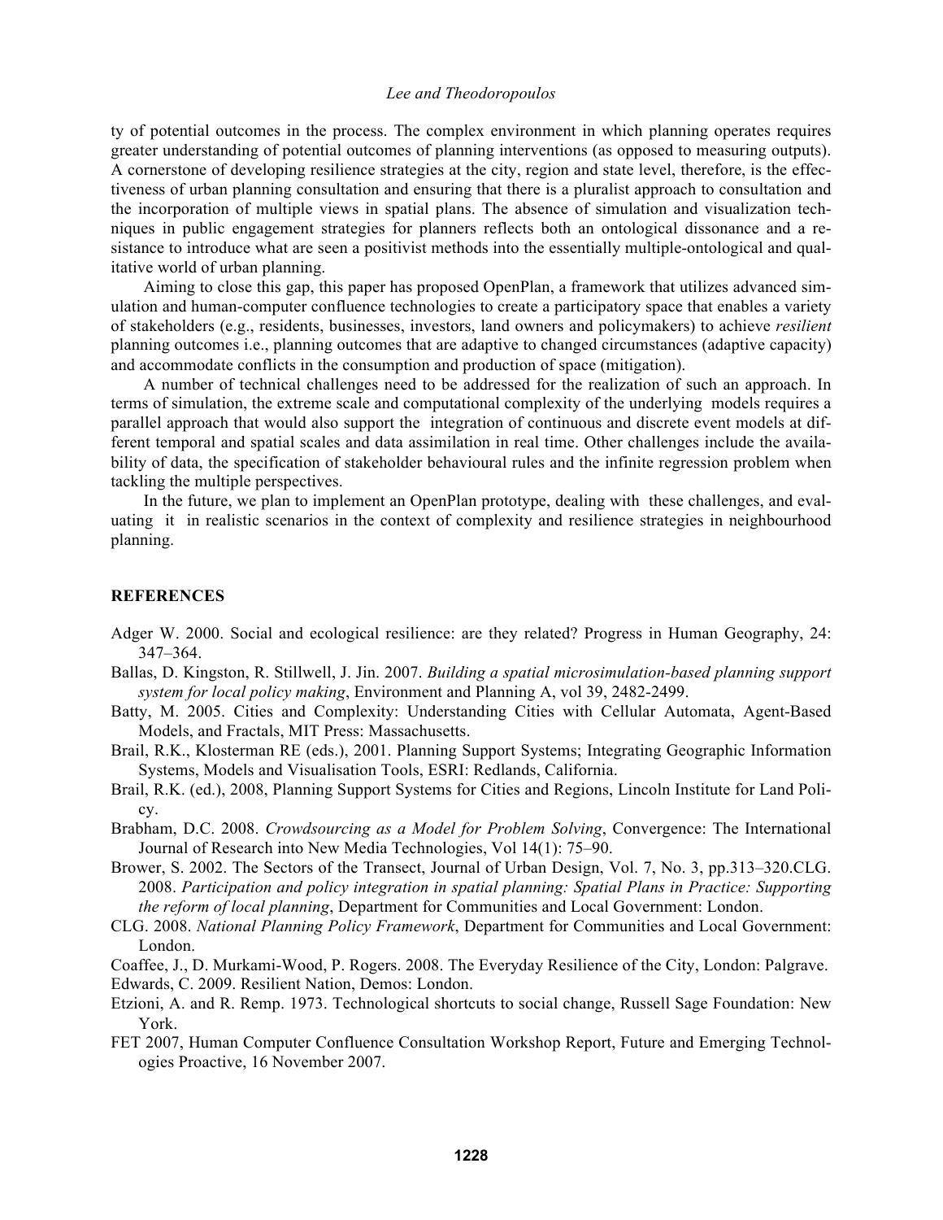ty of potential outcomes in the process. The complex environment in which planning operates requires greater understanding of potential outcomes of planning interventions (as opposed to measuring outputs). A cornerstone of developing resilience strategies at the city, region and state level, therefore, is the effectiveness of urban planning consultation and ensuring that there is a pluralist approach to consultation and the incorporation of multiple views in spatial plans. The absence of simulation and visualization techniques in public engagement strategies for planners reflects both an ontological dissonance and a resistance to introduce what are seen a positivist methods into the essentially multiple-ontological and qualitative world of urban planning.

Aiming to close this gap, this paper has proposed OpenPlan, a framework that utilizes advanced simulation and human-computer confluence technologies to create a participatory space that enables a variety of stakeholders (e.g., residents, businesses, investors, land owners and policymakers) to achieve *resilient* planning outcomes i.e., planning outcomes that are adaptive to changed circumstances (adaptive capacity) and accommodate conflicts in the consumption and production of space (mitigation).

A number of technical challenges need to be addressed for the realization of such an approach. In terms of simulation, the extreme scale and computational complexity of the underlying models requires a parallel approach that would also support the integration of continuous and discrete event models at different temporal and spatial scales and data assimilation in real time. Other challenges include the availability of data, the specification of stakeholder behavioural rules and the infinite regression problem when tackling the multiple perspectives.

In the future, we plan to implement an OpenPlan prototype, dealing with these challenges, and evaluating it in realistic scenarios in the context of complexity and resilience strategies in neighbourhood planning.

## REFERENCES

Adger W. 2000. Social and ecological resilience: are they related? Progress in Human Geography, 24: 347–364.

Ballas, D. Kingston, R. Stillwell, J. Jin. 2007. *Building a spatial microsimulation-based planning support system for local policy making*, Environment and Planning A, vol 39, 2482-2499.

Batty, M. 2005. Cities and Complexity: Understanding Cities with Cellular Automata, Agent-Based Models, and Fractals, MIT Press: Massachusetts.

Brail, R.K., Klosterman RE (eds.), 2001. Planning Support Systems; Integrating Geographic Information Systems, Models and Visualisation Tools, ESRI: Redlands, California.

Brail, R.K. (ed.), 2008, Planning Support Systems for Cities and Regions, Lincoln Institute for Land Policy.

Brabham, D.C. 2008. *Crowdsourcing as a Model for Problem Solving*, Convergence: The International Journal of Research into New Media Technologies, Vol 14(1): 75–90.

Brower, S. 2002. The Sectors of the Transect, Journal of Urban Design, Vol. 7, No. 3, pp.313–320.CLG. 2008. *Participation and policy integration in spatial planning: Spatial Plans in Practice: Supporting the reform of local planning*, Department for Communities and Local Government: London.

CLG. 2008. *National Planning Policy Framework*, Department for Communities and Local Government: London.

Coaffee, J., D. Murkami-Wood, P. Rogers. 2008. The Everyday Resilience of the City, London: Palgrave.

Edwards, C. 2009. Resilient Nation, Demos: London.

Etzioni, A. and R. Remp. 1973. Technological shortcuts to social change, Russell Sage Foundation: New York.

FET 2007, Human Computer Confluence Consultation Workshop Report, Future and Emerging Technologies Proactive, 16 November 2007.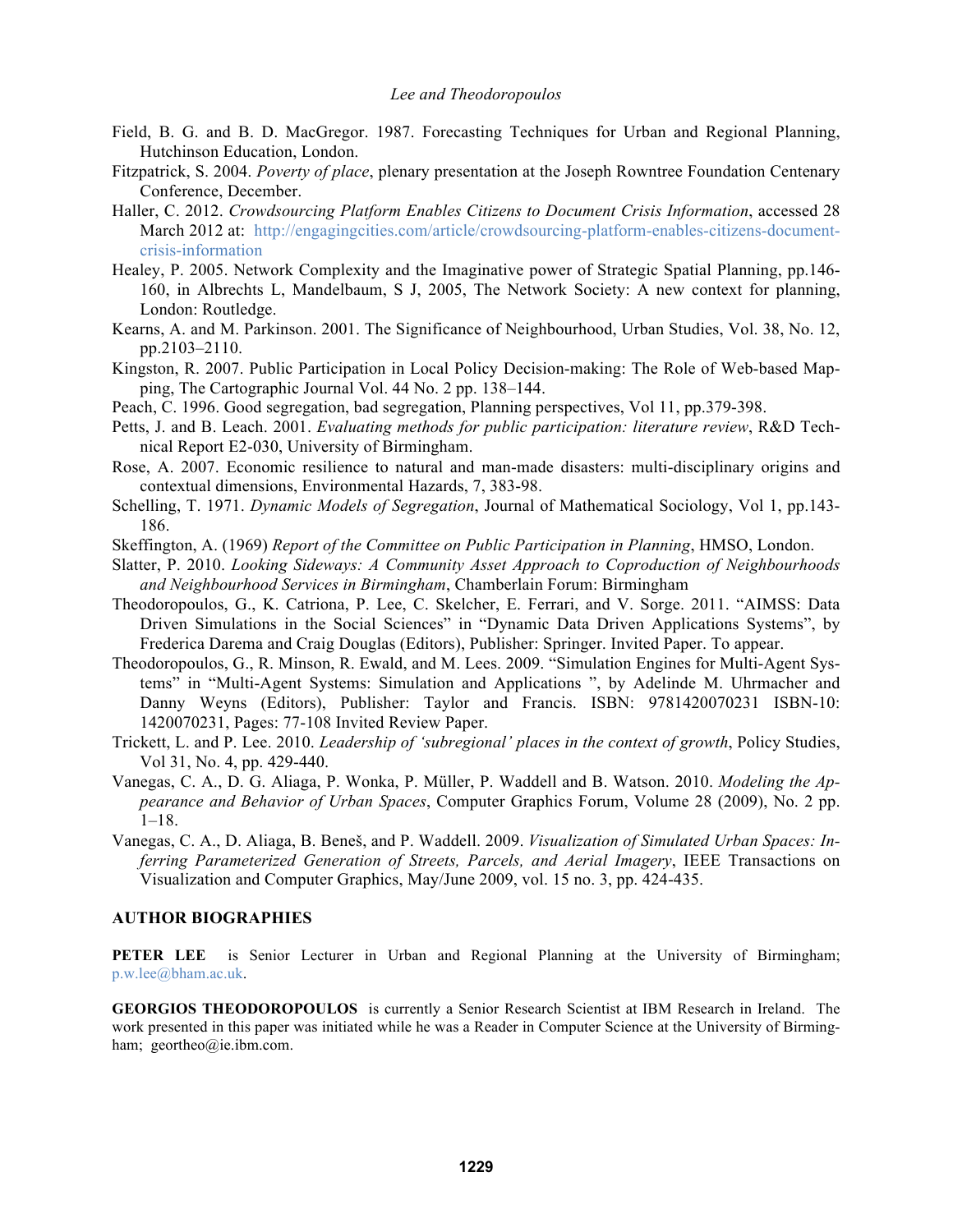Field, B. G. and B. D. MacGregor. 1987. Forecasting Techniques for Urban and Regional Planning, Hutchinson Education, London.

Fitzpatrick, S. 2004. *Poverty of place*, plenary presentation at the Joseph Rowntree Foundation Centenary Conference, December.

Haller, C. 2012. *Crowdsourcing Platform Enables Citizens to Document Crisis Information*, accessed 28 March 2012 at: http://engagingcities.com/article/crowdsourcing-platform-enables-citizens-document-crisis-information

Healey, P. 2005. Network Complexity and the Imaginative power of Strategic Spatial Planning, pp.146-160, in Albrechts L, Mandelbaum, S J, 2005, The Network Society: A new context for planning, London: Routledge.

Kearns, A. and M. Parkinson. 2001. The Significance of Neighbourhood, Urban Studies, Vol. 38, No. 12, pp.2103–2110.

Kingston, R. 2007. Public Participation in Local Policy Decision-making: The Role of Web-based Mapping, The Cartographic Journal Vol. 44 No. 2 pp. 138–144.

Peach, C. 1996. Good segregation, bad segregation, Planning perspectives, Vol 11, pp.379-398.

Petts, J. and B. Leach. 2001. *Evaluating methods for public participation: literature review*, R&D Technical Report E2-030, University of Birmingham.

Rose, A. 2007. Economic resilience to natural and man-made disasters: multi-disciplinary origins and contextual dimensions, Environmental Hazards, 7, 383-98.

Schelling, T. 1971. *Dynamic Models of Segregation*, Journal of Mathematical Sociology, Vol 1, pp.143-186.

Skeffington, A. (1969) *Report of the Committee on Public Participation in Planning*, HMSO, London.

Slatter, P. 2010. *Looking Sideways: A Community Asset Approach to Coproduction of Neighbourhoods and Neighbourhood Services in Birmingham*, Chamberlain Forum: Birmingham

Theodoropoulos, G., K. Catriona, P. Lee, C. Skelcher, E. Ferrari, and V. Sorge. 2011. "AIMSS: Data Driven Simulations in the Social Sciences" in "Dynamic Data Driven Applications Systems", by Frederica Darema and Craig Douglas (Editors), Publisher: Springer. Invited Paper. To appear.

Theodoropoulos, G., R. Minson, R. Ewald, and M. Lees. 2009. "Simulation Engines for Multi-Agent Systems" in "Multi-Agent Systems: Simulation and Applications ", by Adelinde M. Uhrmacher and Danny Weyns (Editors), Publisher: Taylor and Francis. ISBN: 9781420070231 ISBN-10: 1420070231, Pages: 77-108 Invited Review Paper.

Trickett, L. and P. Lee. 2010. *Leadership of 'subregional' places in the context of growth*, Policy Studies, Vol 31, No. 4, pp. 429-440.

Vanegas, C. A., D. G. Aliaga, P. Wonka, P. Müller, P. Waddell and B. Watson. 2010. *Modeling the Appearance and Behavior of Urban Spaces*, Computer Graphics Forum, Volume 28 (2009), No. 2 pp. 1–18.

Vanegas, C. A., D. Aliaga, B. Beneš, and P. Waddell. 2009. *Visualization of Simulated Urban Spaces: Inferring Parameterized Generation of Streets, Parcels, and Aerial Imagery*, IEEE Transactions on Visualization and Computer Graphics, May/June 2009, vol. 15 no. 3, pp. 424-435.

## AUTHOR BIOGRAPHIES

**PETER LEE** is Senior Lecturer in Urban and Regional Planning at the University of Birmingham; p.w.lee@bham.ac.uk.

**GEORGIOS THEODOROPOULOS** is currently a Senior Research Scientist at IBM Research in Ireland. The work presented in this paper was initiated while he was a Reader in Computer Science at the University of Birmingham; geortheo@ie.ibm.com.